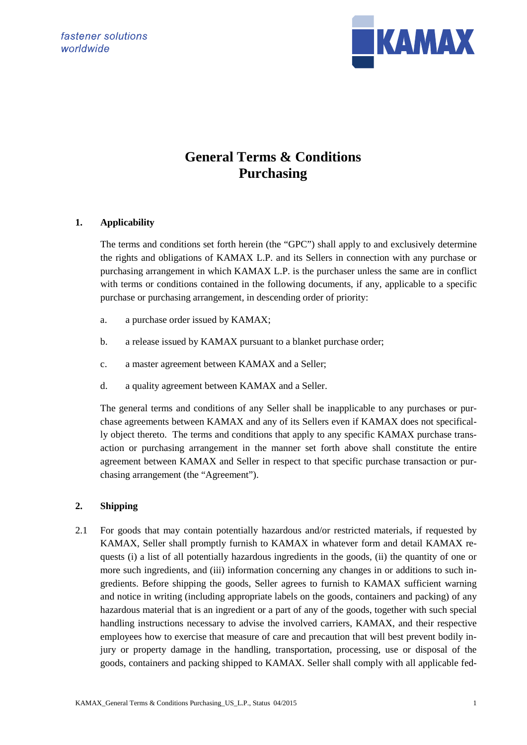fastener solutions worldwide

KAMAX

# General Terms & Conditions Purchasing

## 1. Applicability

The terms and conditions set forth herein (the "GPC") shall apply to and exclusively determine the rights and obligations of KAMAX L.P. and its Sellers in connection with any purchase or purchasing arrangement in which KAMAX L.P. is the purchaser unless the same are in conflict with terms or conditions contained in the following documents, if any, applicable to a specific purchase or purchasing arrangement, in descending order of priority:

a. a purchase order issued by KAMAX;

b. a release issued by KAMAX pursuant to a blanket purchase order;

c. a master agreement between KAMAX and a Seller;

d. a quality agreement between KAMAX and a Seller.

The general terms and conditions of any Seller shall be inapplicable to any purchases or purchase agreements between KAMAX and any of its Sellers even if KAMAX does not specifically object thereto. The terms and conditions that apply to any specific KAMAX purchase transaction or purchasing arrangement in the manner set forth above shall constitute the entire agreement between KAMAX and Seller in respect to that specific purchase transaction or purchasing arrangement (the "Agreement").

## 2. Shipping

2.1 For goods that may contain potentially hazardous and/or restricted materials, if requested by KAMAX, Seller shall promptly furnish to KAMAX in whatever form and detail KAMAX requests (i) a list of all potentially hazardous ingredients in the goods, (ii) the quantity of one or more such ingredients, and (iii) information concerning any changes in or additions to such ingredients. Before shipping the goods, Seller agrees to furnish to KAMAX sufficient warning and notice in writing (including appropriate labels on the goods, containers and packing) of any hazardous material that is an ingredient or a part of any of the goods, together with such special handling instructions necessary to advise the involved carriers, KAMAX, and their respective employees how to exercise that measure of care and precaution that will best prevent bodily injury or property damage in the handling, transportation, processing, use or disposal of the goods, containers and packing shipped to KAMAX. Seller shall comply with all applicable fed-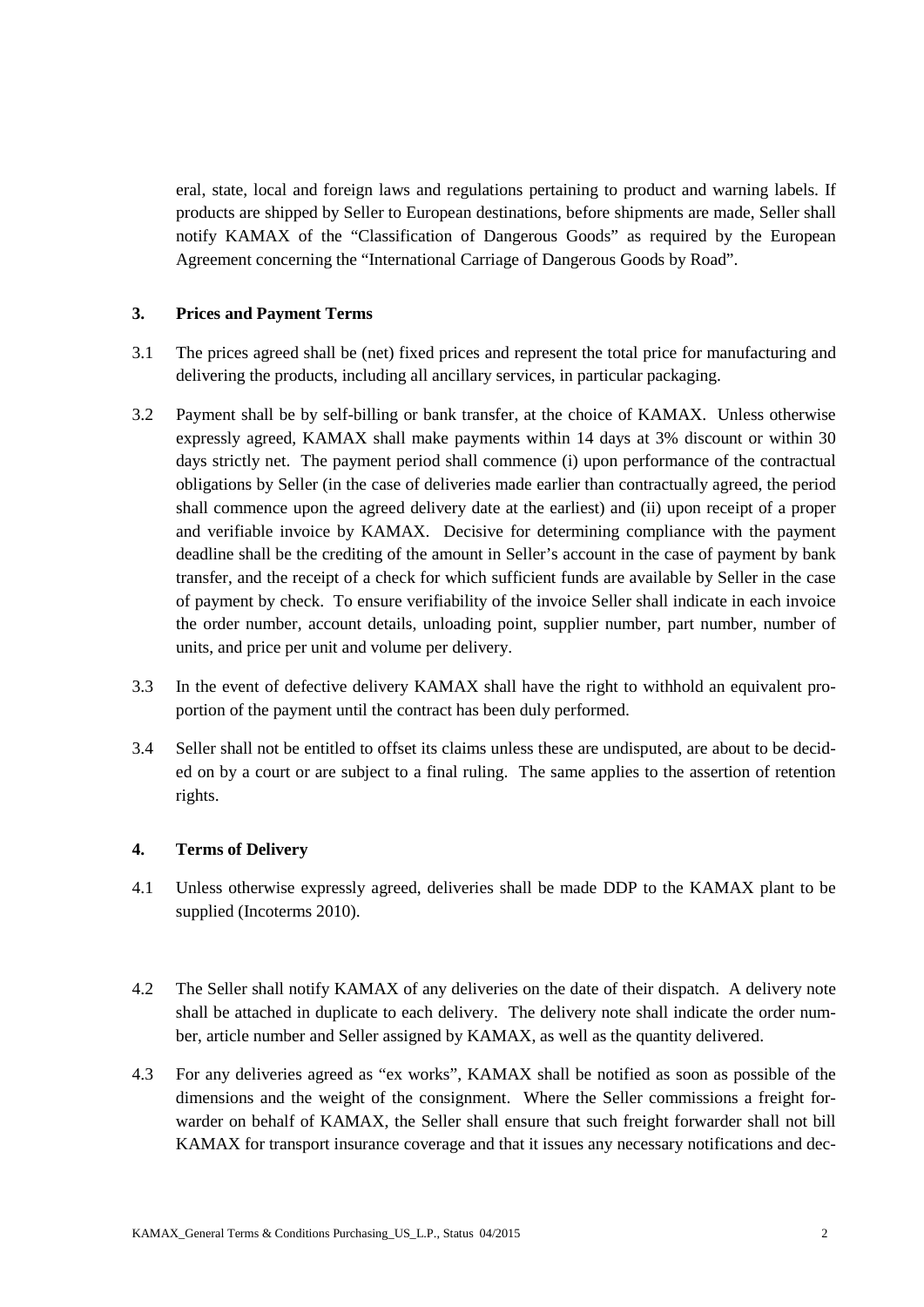eral, state, local and foreign laws and regulations pertaining to product and warning labels. If products are shipped by Seller to European destinations, before shipments are made, Seller shall notify KAMAX of the "Classification of Dangerous Goods" as required by the European Agreement concerning the "International Carriage of Dangerous Goods by Road".

## 3. Prices and Payment Terms

3.1 The prices agreed shall be (net) fixed prices and represent the total price for manufacturing and delivering the products, including all ancillary services, in particular packaging.

3.2 Payment shall be by self-billing or bank transfer, at the choice of KAMAX. Unless otherwise expressly agreed, KAMAX shall make payments within 14 days at 3% discount or within 30 days strictly net. The payment period shall commence (i) upon performance of the contractual obligations by Seller (in the case of deliveries made earlier than contractually agreed, the period shall commence upon the agreed delivery date at the earliest) and (ii) upon receipt of a proper and verifiable invoice by KAMAX. Decisive for determining compliance with the payment deadline shall be the crediting of the amount in Seller's account in the case of payment by bank transfer, and the receipt of a check for which sufficient funds are available by Seller in the case of payment by check. To ensure verifiability of the invoice Seller shall indicate in each invoice the order number, account details, unloading point, supplier number, part number, number of units, and price per unit and volume per delivery.

3.3 In the event of defective delivery KAMAX shall have the right to withhold an equivalent proportion of the payment until the contract has been duly performed.

3.4 Seller shall not be entitled to offset its claims unless these are undisputed, are about to be decided on by a court or are subject to a final ruling. The same applies to the assertion of retention rights.

## 4. Terms of Delivery

4.1 Unless otherwise expressly agreed, deliveries shall be made DDP to the KAMAX plant to be supplied (Incoterms 2010).

4.2 The Seller shall notify KAMAX of any deliveries on the date of their dispatch. A delivery note shall be attached in duplicate to each delivery. The delivery note shall indicate the order number, article number and Seller assigned by KAMAX, as well as the quantity delivered.

4.3 For any deliveries agreed as "ex works", KAMAX shall be notified as soon as possible of the dimensions and the weight of the consignment. Where the Seller commissions a freight forwarder on behalf of KAMAX, the Seller shall ensure that such freight forwarder shall not bill KAMAX for transport insurance coverage and that it issues any necessary notifications and dec-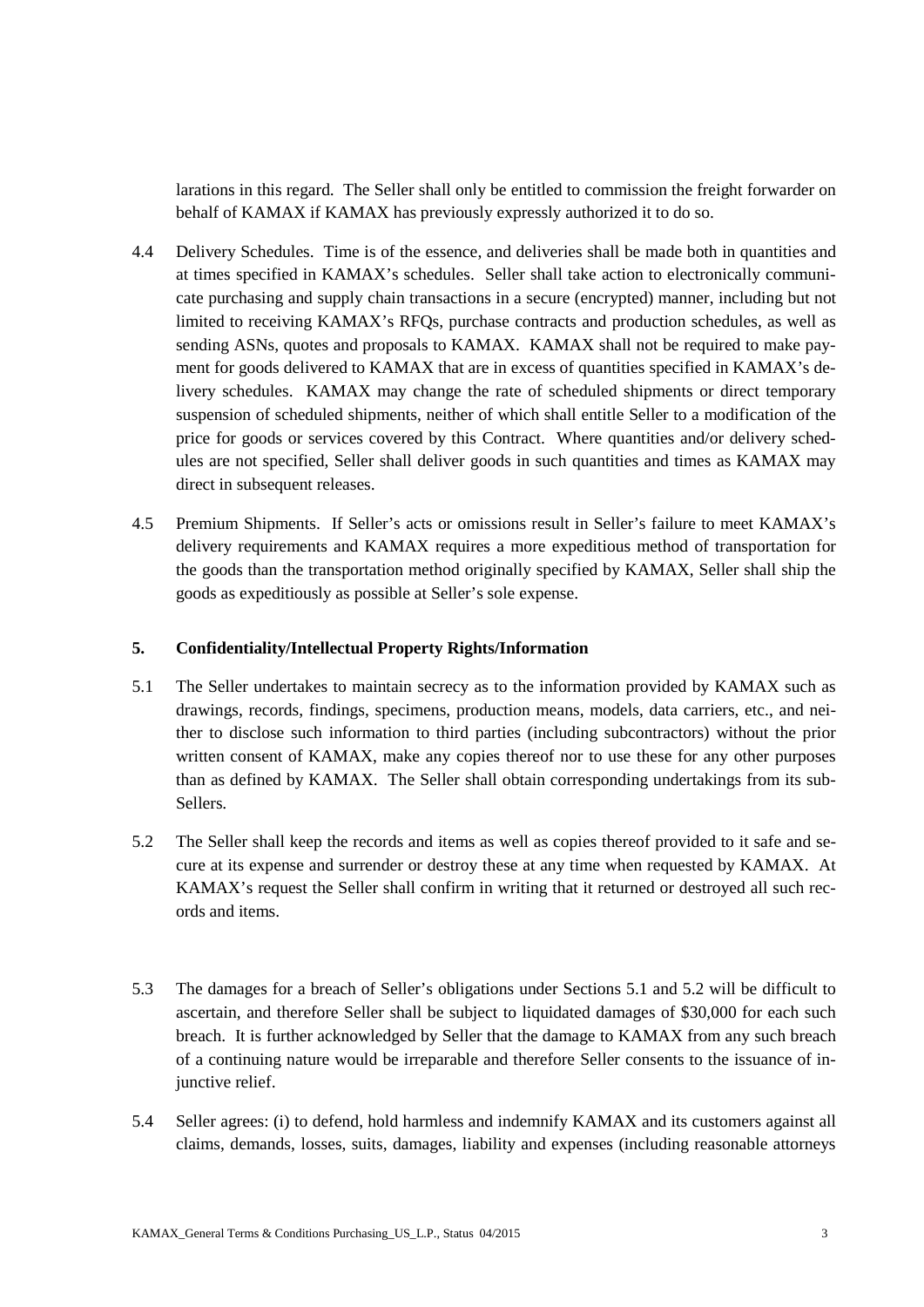larations in this regard. The Seller shall only be entitled to commission the freight forwarder on behalf of KAMAX if KAMAX has previously expressly authorized it to do so.

4.4 Delivery Schedules. Time is of the essence, and deliveries shall be made both in quantities and at times specified in KAMAX's schedules. Seller shall take action to electronically communicate purchasing and supply chain transactions in a secure (encrypted) manner, including but not limited to receiving KAMAX's RFQs, purchase contracts and production schedules, as well as sending ASNs, quotes and proposals to KAMAX. KAMAX shall not be required to make payment for goods delivered to KAMAX that are in excess of quantities specified in KAMAX's delivery schedules. KAMAX may change the rate of scheduled shipments or direct temporary suspension of scheduled shipments, neither of which shall entitle Seller to a modification of the price for goods or services covered by this Contract. Where quantities and/or delivery schedules are not specified, Seller shall deliver goods in such quantities and times as KAMAX may direct in subsequent releases.

4.5 Premium Shipments. If Seller's acts or omissions result in Seller's failure to meet KAMAX's delivery requirements and KAMAX requires a more expeditious method of transportation for the goods than the transportation method originally specified by KAMAX, Seller shall ship the goods as expeditiously as possible at Seller's sole expense.

## 5. Confidentiality/Intellectual Property Rights/Information

5.1 The Seller undertakes to maintain secrecy as to the information provided by KAMAX such as drawings, records, findings, specimens, production means, models, data carriers, etc., and neither to disclose such information to third parties (including subcontractors) without the prior written consent of KAMAX, make any copies thereof nor to use these for any other purposes than as defined by KAMAX. The Seller shall obtain corresponding undertakings from its sub-Sellers.

5.2 The Seller shall keep the records and items as well as copies thereof provided to it safe and secure at its expense and surrender or destroy these at any time when requested by KAMAX. At KAMAX's request the Seller shall confirm in writing that it returned or destroyed all such records and items.

5.3 The damages for a breach of Seller's obligations under Sections 5.1 and 5.2 will be difficult to ascertain, and therefore Seller shall be subject to liquidated damages of $30,000 for each such breach. It is further acknowledged by Seller that the damage to KAMAX from any such breach of a continuing nature would be irreparable and therefore Seller consents to the issuance of injunctive relief.

5.4 Seller agrees: (i) to defend, hold harmless and indemnify KAMAX and its customers against all claims, demands, losses, suits, damages, liability and expenses (including reasonable attorneys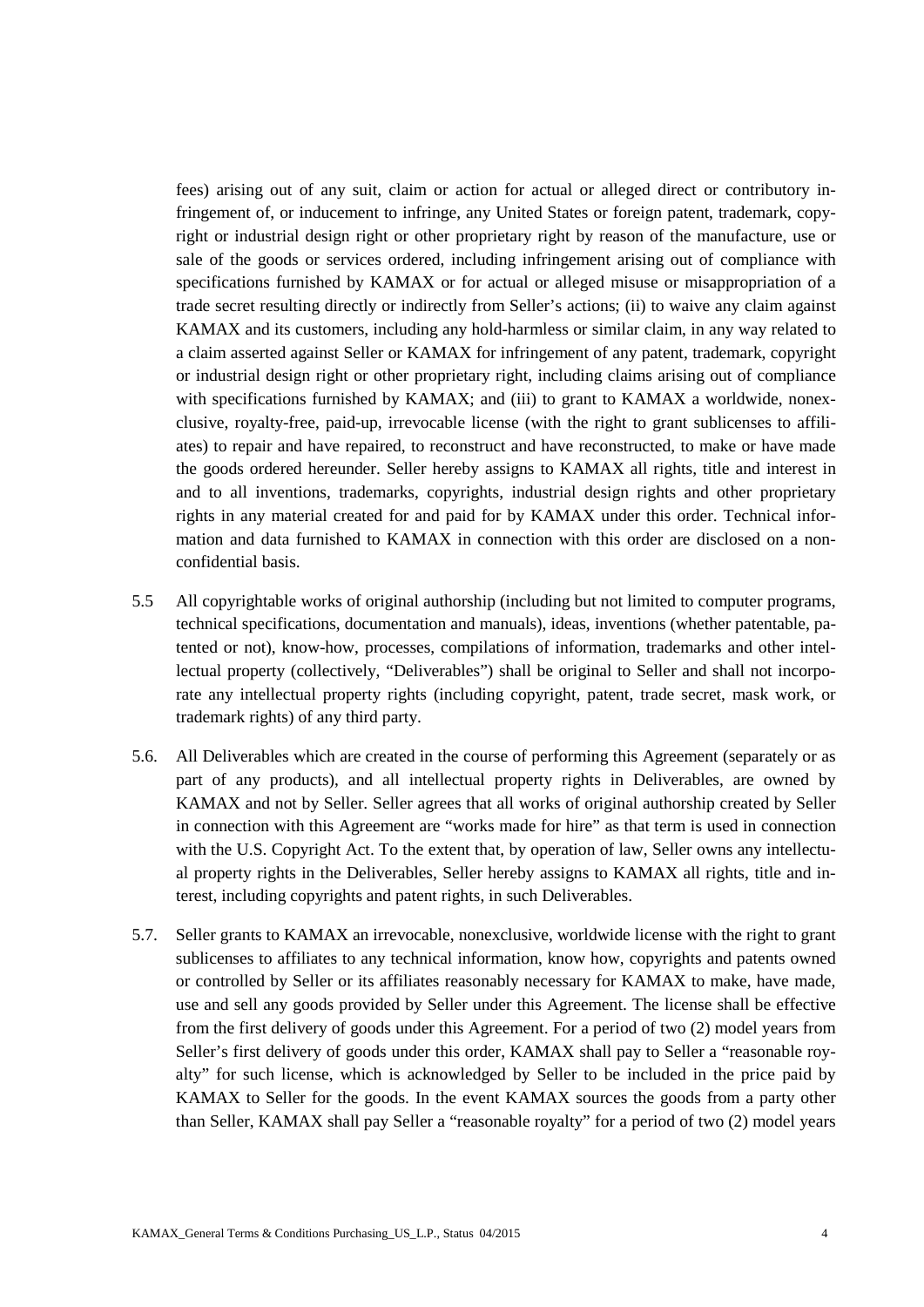fees) arising out of any suit, claim or action for actual or alleged direct or contributory infringement of, or inducement to infringe, any United States or foreign patent, trademark, copyright or industrial design right or other proprietary right by reason of the manufacture, use or sale of the goods or services ordered, including infringement arising out of compliance with specifications furnished by KAMAX or for actual or alleged misuse or misappropriation of a trade secret resulting directly or indirectly from Seller's actions; (ii) to waive any claim against KAMAX and its customers, including any hold-harmless or similar claim, in any way related to a claim asserted against Seller or KAMAX for infringement of any patent, trademark, copyright or industrial design right or other proprietary right, including claims arising out of compliance with specifications furnished by KAMAX; and (iii) to grant to KAMAX a worldwide, nonexclusive, royalty-free, paid-up, irrevocable license (with the right to grant sublicenses to affiliates) to repair and have repaired, to reconstruct and have reconstructed, to make or have made the goods ordered hereunder. Seller hereby assigns to KAMAX all rights, title and interest in and to all inventions, trademarks, copyrights, industrial design rights and other proprietary rights in any material created for and paid for by KAMAX under this order. Technical information and data furnished to KAMAX in connection with this order are disclosed on a non-confidential basis.

5.5 All copyrightable works of original authorship (including but not limited to computer programs, technical specifications, documentation and manuals), ideas, inventions (whether patentable, patented or not), know-how, processes, compilations of information, trademarks and other intellectual property (collectively, "Deliverables") shall be original to Seller and shall not incorporate any intellectual property rights (including copyright, patent, trade secret, mask work, or trademark rights) of any third party.

5.6. All Deliverables which are created in the course of performing this Agreement (separately or as part of any products), and all intellectual property rights in Deliverables, are owned by KAMAX and not by Seller. Seller agrees that all works of original authorship created by Seller in connection with this Agreement are "works made for hire" as that term is used in connection with the U.S. Copyright Act. To the extent that, by operation of law, Seller owns any intellectual property rights in the Deliverables, Seller hereby assigns to KAMAX all rights, title and interest, including copyrights and patent rights, in such Deliverables.

5.7. Seller grants to KAMAX an irrevocable, nonexclusive, worldwide license with the right to grant sublicenses to affiliates to any technical information, know how, copyrights and patents owned or controlled by Seller or its affiliates reasonably necessary for KAMAX to make, have made, use and sell any goods provided by Seller under this Agreement. The license shall be effective from the first delivery of goods under this Agreement. For a period of two (2) model years from Seller's first delivery of goods under this order, KAMAX shall pay to Seller a "reasonable royalty" for such license, which is acknowledged by Seller to be included in the price paid by KAMAX to Seller for the goods. In the event KAMAX sources the goods from a party other than Seller, KAMAX shall pay Seller a "reasonable royalty" for a period of two (2) model years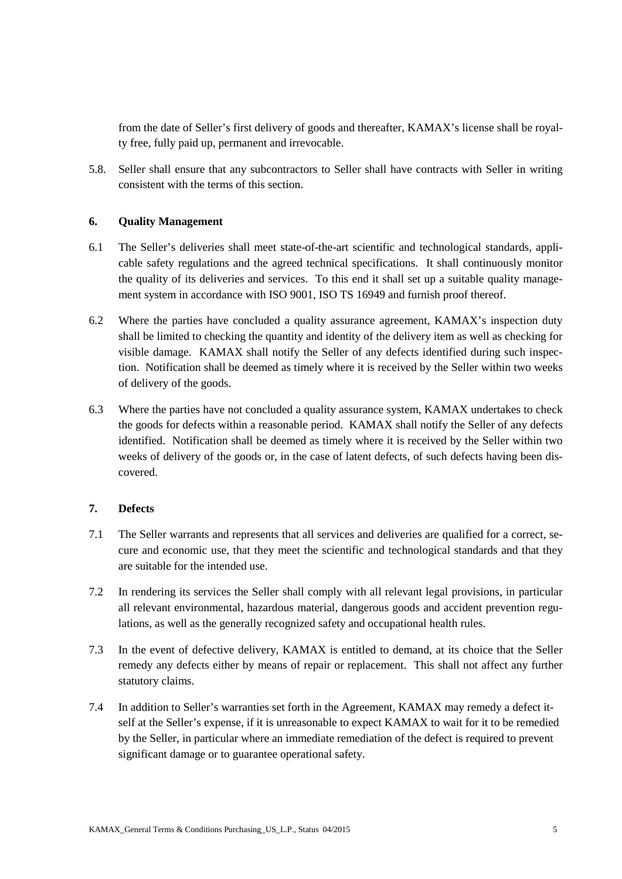from the date of Seller's first delivery of goods and thereafter, KAMAX's license shall be royalty free, fully paid up, permanent and irrevocable.

5.8. Seller shall ensure that any subcontractors to Seller shall have contracts with Seller in writing consistent with the terms of this section.

## 6. Quality Management

6.1 The Seller's deliveries shall meet state-of-the-art scientific and technological standards, applicable safety regulations and the agreed technical specifications. It shall continuously monitor the quality of its deliveries and services. To this end it shall set up a suitable quality management system in accordance with ISO 9001, ISO TS 16949 and furnish proof thereof.

6.2 Where the parties have concluded a quality assurance agreement, KAMAX's inspection duty shall be limited to checking the quantity and identity of the delivery item as well as checking for visible damage. KAMAX shall notify the Seller of any defects identified during such inspection. Notification shall be deemed as timely where it is received by the Seller within two weeks of delivery of the goods.

6.3 Where the parties have not concluded a quality assurance system, KAMAX undertakes to check the goods for defects within a reasonable period. KAMAX shall notify the Seller of any defects identified. Notification shall be deemed as timely where it is received by the Seller within two weeks of delivery of the goods or, in the case of latent defects, of such defects having been discovered.

## 7. Defects

7.1 The Seller warrants and represents that all services and deliveries are qualified for a correct, secure and economic use, that they meet the scientific and technological standards and that they are suitable for the intended use.

7.2 In rendering its services the Seller shall comply with all relevant legal provisions, in particular all relevant environmental, hazardous material, dangerous goods and accident prevention regulations, as well as the generally recognized safety and occupational health rules.

7.3 In the event of defective delivery, KAMAX is entitled to demand, at its choice that the Seller remedy any defects either by means of repair or replacement. This shall not affect any further statutory claims.

7.4 In addition to Seller's warranties set forth in the Agreement, KAMAX may remedy a defect itself at the Seller's expense, if it is unreasonable to expect KAMAX to wait for it to be remedied by the Seller, in particular where an immediate remediation of the defect is required to prevent significant damage or to guarantee operational safety.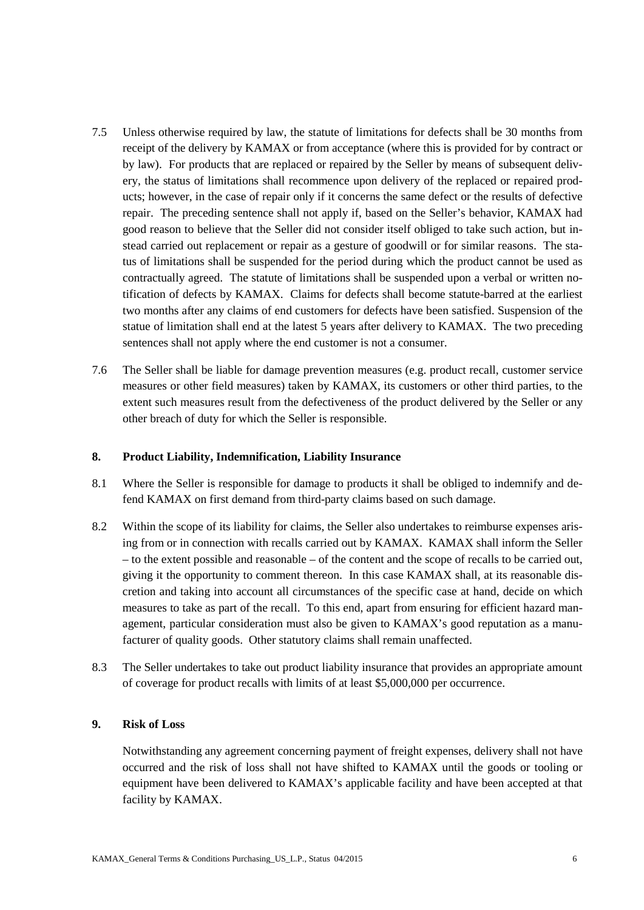7.5 Unless otherwise required by law, the statute of limitations for defects shall be 30 months from receipt of the delivery by KAMAX or from acceptance (where this is provided for by contract or by law). For products that are replaced or repaired by the Seller by means of subsequent delivery, the status of limitations shall recommence upon delivery of the replaced or repaired products; however, in the case of repair only if it concerns the same defect or the results of defective repair. The preceding sentence shall not apply if, based on the Seller's behavior, KAMAX had good reason to believe that the Seller did not consider itself obliged to take such action, but instead carried out replacement or repair as a gesture of goodwill or for similar reasons. The status of limitations shall be suspended for the period during which the product cannot be used as contractually agreed. The statute of limitations shall be suspended upon a verbal or written notification of defects by KAMAX. Claims for defects shall become statute-barred at the earliest two months after any claims of end customers for defects have been satisfied. Suspension of the statue of limitation shall end at the latest 5 years after delivery to KAMAX. The two preceding sentences shall not apply where the end customer is not a consumer.

7.6 The Seller shall be liable for damage prevention measures (e.g. product recall, customer service measures or other field measures) taken by KAMAX, its customers or other third parties, to the extent such measures result from the defectiveness of the product delivered by the Seller or any other breach of duty for which the Seller is responsible.

## 8. Product Liability, Indemnification, Liability Insurance

8.1 Where the Seller is responsible for damage to products it shall be obliged to indemnify and defend KAMAX on first demand from third-party claims based on such damage.

8.2 Within the scope of its liability for claims, the Seller also undertakes to reimburse expenses arising from or in connection with recalls carried out by KAMAX. KAMAX shall inform the Seller – to the extent possible and reasonable – of the content and the scope of recalls to be carried out, giving it the opportunity to comment thereon. In this case KAMAX shall, at its reasonable discretion and taking into account all circumstances of the specific case at hand, decide on which measures to take as part of the recall. To this end, apart from ensuring for efficient hazard management, particular consideration must also be given to KAMAX's good reputation as a manufacturer of quality goods. Other statutory claims shall remain unaffected.

8.3 The Seller undertakes to take out product liability insurance that provides an appropriate amount of coverage for product recalls with limits of at least $5,000,000 per occurrence.

## 9. Risk of Loss

Notwithstanding any agreement concerning payment of freight expenses, delivery shall not have occurred and the risk of loss shall not have shifted to KAMAX until the goods or tooling or equipment have been delivered to KAMAX's applicable facility and have been accepted at that facility by KAMAX.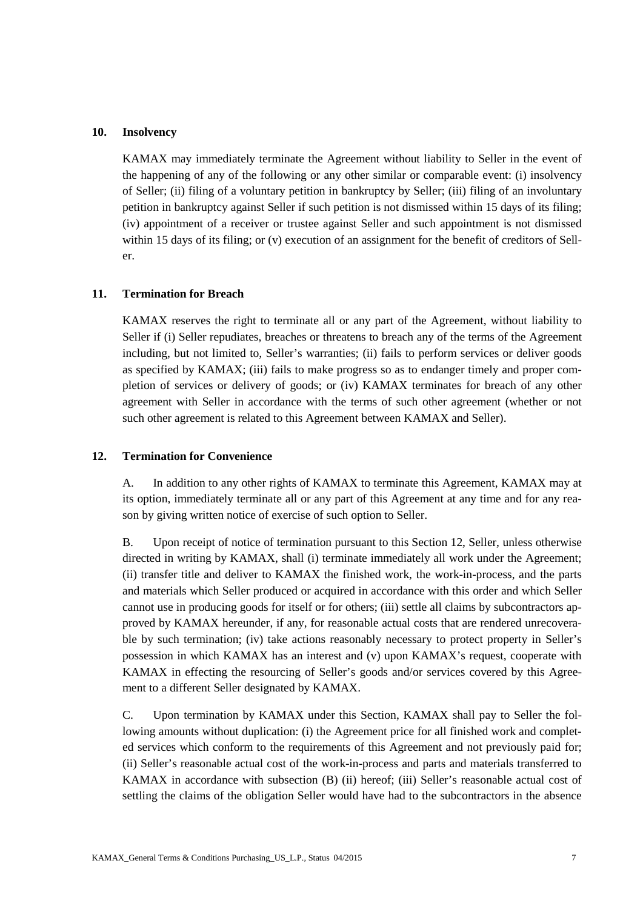## 10. Insolvency

KAMAX may immediately terminate the Agreement without liability to Seller in the event of the happening of any of the following or any other similar or comparable event: (i) insolvency of Seller; (ii) filing of a voluntary petition in bankruptcy by Seller; (iii) filing of an involuntary petition in bankruptcy against Seller if such petition is not dismissed within 15 days of its filing; (iv) appointment of a receiver or trustee against Seller and such appointment is not dismissed within 15 days of its filing; or (v) execution of an assignment for the benefit of creditors of Seller.

## 11. Termination for Breach

KAMAX reserves the right to terminate all or any part of the Agreement, without liability to Seller if (i) Seller repudiates, breaches or threatens to breach any of the terms of the Agreement including, but not limited to, Seller's warranties; (ii) fails to perform services or deliver goods as specified by KAMAX; (iii) fails to make progress so as to endanger timely and proper completion of services or delivery of goods; or (iv) KAMAX terminates for breach of any other agreement with Seller in accordance with the terms of such other agreement (whether or not such other agreement is related to this Agreement between KAMAX and Seller).

## 12. Termination for Convenience

A. In addition to any other rights of KAMAX to terminate this Agreement, KAMAX may at its option, immediately terminate all or any part of this Agreement at any time and for any reason by giving written notice of exercise of such option to Seller.

B. Upon receipt of notice of termination pursuant to this Section 12, Seller, unless otherwise directed in writing by KAMAX, shall (i) terminate immediately all work under the Agreement; (ii) transfer title and deliver to KAMAX the finished work, the work-in-process, and the parts and materials which Seller produced or acquired in accordance with this order and which Seller cannot use in producing goods for itself or for others; (iii) settle all claims by subcontractors approved by KAMAX hereunder, if any, for reasonable actual costs that are rendered unrecoverable by such termination; (iv) take actions reasonably necessary to protect property in Seller's possession in which KAMAX has an interest and (v) upon KAMAX's request, cooperate with KAMAX in effecting the resourcing of Seller's goods and/or services covered by this Agreement to a different Seller designated by KAMAX.

C. Upon termination by KAMAX under this Section, KAMAX shall pay to Seller the following amounts without duplication: (i) the Agreement price for all finished work and completed services which conform to the requirements of this Agreement and not previously paid for; (ii) Seller's reasonable actual cost of the work-in-process and parts and materials transferred to KAMAX in accordance with subsection (B) (ii) hereof; (iii) Seller's reasonable actual cost of settling the claims of the obligation Seller would have had to the subcontractors in the absence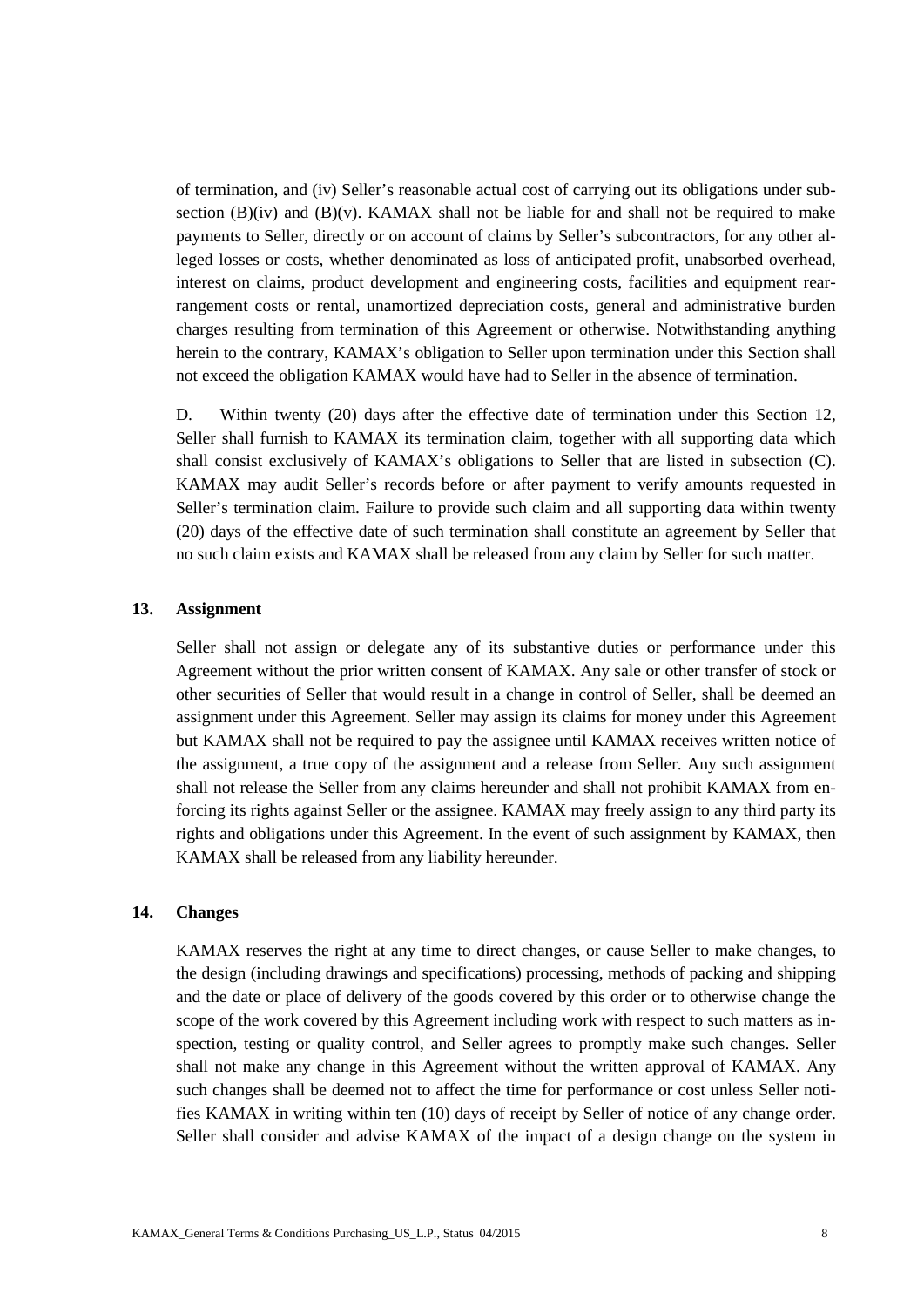of termination, and (iv) Seller's reasonable actual cost of carrying out its obligations under subsection (B)(iv) and (B)(v). KAMAX shall not be liable for and shall not be required to make payments to Seller, directly or on account of claims by Seller's subcontractors, for any other alleged losses or costs, whether denominated as loss of anticipated profit, unabsorbed overhead, interest on claims, product development and engineering costs, facilities and equipment rearrangement costs or rental, unamortized depreciation costs, general and administrative burden charges resulting from termination of this Agreement or otherwise. Notwithstanding anything herein to the contrary, KAMAX's obligation to Seller upon termination under this Section shall not exceed the obligation KAMAX would have had to Seller in the absence of termination.

D. Within twenty (20) days after the effective date of termination under this Section 12, Seller shall furnish to KAMAX its termination claim, together with all supporting data which shall consist exclusively of KAMAX's obligations to Seller that are listed in subsection (C). KAMAX may audit Seller's records before or after payment to verify amounts requested in Seller's termination claim. Failure to provide such claim and all supporting data within twenty (20) days of the effective date of such termination shall constitute an agreement by Seller that no such claim exists and KAMAX shall be released from any claim by Seller for such matter.

## 13. Assignment

Seller shall not assign or delegate any of its substantive duties or performance under this Agreement without the prior written consent of KAMAX. Any sale or other transfer of stock or other securities of Seller that would result in a change in control of Seller, shall be deemed an assignment under this Agreement. Seller may assign its claims for money under this Agreement but KAMAX shall not be required to pay the assignee until KAMAX receives written notice of the assignment, a true copy of the assignment and a release from Seller. Any such assignment shall not release the Seller from any claims hereunder and shall not prohibit KAMAX from enforcing its rights against Seller or the assignee. KAMAX may freely assign to any third party its rights and obligations under this Agreement. In the event of such assignment by KAMAX, then KAMAX shall be released from any liability hereunder.

## 14. Changes

KAMAX reserves the right at any time to direct changes, or cause Seller to make changes, to the design (including drawings and specifications) processing, methods of packing and shipping and the date or place of delivery of the goods covered by this order or to otherwise change the scope of the work covered by this Agreement including work with respect to such matters as inspection, testing or quality control, and Seller agrees to promptly make such changes. Seller shall not make any change in this Agreement without the written approval of KAMAX. Any such changes shall be deemed not to affect the time for performance or cost unless Seller notifies KAMAX in writing within ten (10) days of receipt by Seller of notice of any change order. Seller shall consider and advise KAMAX of the impact of a design change on the system in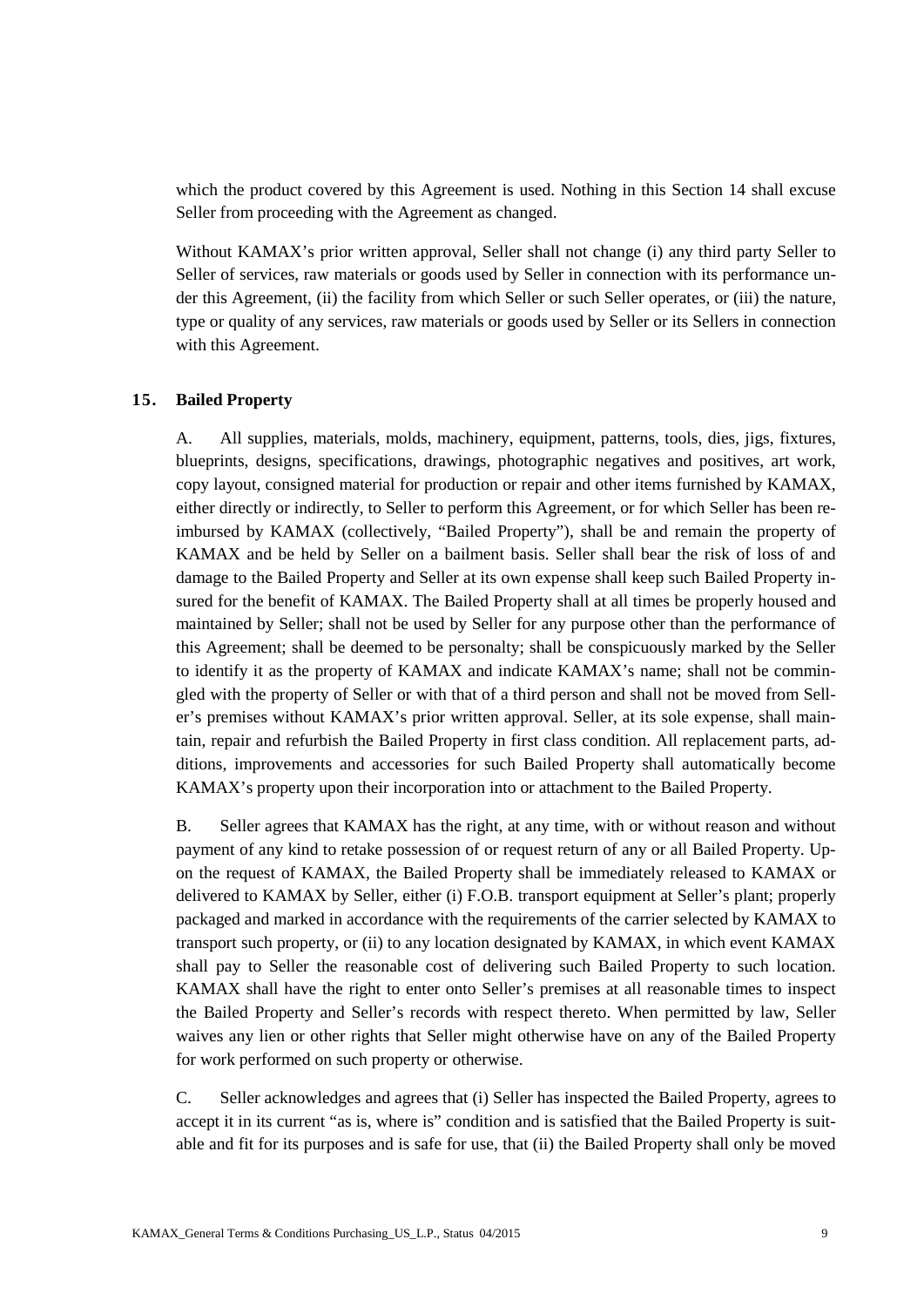which the product covered by this Agreement is used. Nothing in this Section 14 shall excuse Seller from proceeding with the Agreement as changed.

Without KAMAX's prior written approval, Seller shall not change (i) any third party Seller to Seller of services, raw materials or goods used by Seller in connection with its performance under this Agreement, (ii) the facility from which Seller or such Seller operates, or (iii) the nature, type or quality of any services, raw materials or goods used by Seller or its Sellers in connection with this Agreement.

## 15. Bailed Property

A. All supplies, materials, molds, machinery, equipment, patterns, tools, dies, jigs, fixtures, blueprints, designs, specifications, drawings, photographic negatives and positives, art work, copy layout, consigned material for production or repair and other items furnished by KAMAX, either directly or indirectly, to Seller to perform this Agreement, or for which Seller has been reimbursed by KAMAX (collectively, "Bailed Property"), shall be and remain the property of KAMAX and be held by Seller on a bailment basis. Seller shall bear the risk of loss of and damage to the Bailed Property and Seller at its own expense shall keep such Bailed Property insured for the benefit of KAMAX. The Bailed Property shall at all times be properly housed and maintained by Seller; shall not be used by Seller for any purpose other than the performance of this Agreement; shall be deemed to be personalty; shall be conspicuously marked by the Seller to identify it as the property of KAMAX and indicate KAMAX's name; shall not be commingled with the property of Seller or with that of a third person and shall not be moved from Seller's premises without KAMAX's prior written approval. Seller, at its sole expense, shall maintain, repair and refurbish the Bailed Property in first class condition. All replacement parts, additions, improvements and accessories for such Bailed Property shall automatically become KAMAX's property upon their incorporation into or attachment to the Bailed Property.

B. Seller agrees that KAMAX has the right, at any time, with or without reason and without payment of any kind to retake possession of or request return of any or all Bailed Property. Upon the request of KAMAX, the Bailed Property shall be immediately released to KAMAX or delivered to KAMAX by Seller, either (i) F.O.B. transport equipment at Seller's plant; properly packaged and marked in accordance with the requirements of the carrier selected by KAMAX to transport such property, or (ii) to any location designated by KAMAX, in which event KAMAX shall pay to Seller the reasonable cost of delivering such Bailed Property to such location. KAMAX shall have the right to enter onto Seller's premises at all reasonable times to inspect the Bailed Property and Seller's records with respect thereto. When permitted by law, Seller waives any lien or other rights that Seller might otherwise have on any of the Bailed Property for work performed on such property or otherwise.

C. Seller acknowledges and agrees that (i) Seller has inspected the Bailed Property, agrees to accept it in its current "as is, where is" condition and is satisfied that the Bailed Property is suitable and fit for its purposes and is safe for use, that (ii) the Bailed Property shall only be moved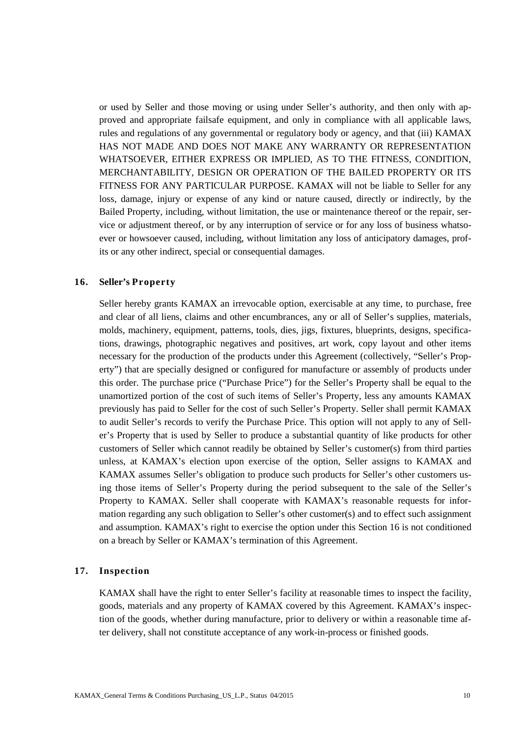or used by Seller and those moving or using under Seller's authority, and then only with approved and appropriate failsafe equipment, and only in compliance with all applicable laws, rules and regulations of any governmental or regulatory body or agency, and that (iii) KAMAX HAS NOT MADE AND DOES NOT MAKE ANY WARRANTY OR REPRESENTATION WHATSOEVER, EITHER EXPRESS OR IMPLIED, AS TO THE FITNESS, CONDITION, MERCHANTABILITY, DESIGN OR OPERATION OF THE BAILED PROPERTY OR ITS FITNESS FOR ANY PARTICULAR PURPOSE. KAMAX will not be liable to Seller for any loss, damage, injury or expense of any kind or nature caused, directly or indirectly, by the Bailed Property, including, without limitation, the use or maintenance thereof or the repair, service or adjustment thereof, or by any interruption of service or for any loss of business whatsoever or howsoever caused, including, without limitation any loss of anticipatory damages, profits or any other indirect, special or consequential damages.

## 16. Seller's Property

Seller hereby grants KAMAX an irrevocable option, exercisable at any time, to purchase, free and clear of all liens, claims and other encumbrances, any or all of Seller's supplies, materials, molds, machinery, equipment, patterns, tools, dies, jigs, fixtures, blueprints, designs, specifications, drawings, photographic negatives and positives, art work, copy layout and other items necessary for the production of the products under this Agreement (collectively, "Seller's Property") that are specially designed or configured for manufacture or assembly of products under this order. The purchase price ("Purchase Price") for the Seller's Property shall be equal to the unamortized portion of the cost of such items of Seller's Property, less any amounts KAMAX previously has paid to Seller for the cost of such Seller's Property. Seller shall permit KAMAX to audit Seller's records to verify the Purchase Price. This option will not apply to any of Seller's Property that is used by Seller to produce a substantial quantity of like products for other customers of Seller which cannot readily be obtained by Seller's customer(s) from third parties unless, at KAMAX's election upon exercise of the option, Seller assigns to KAMAX and KAMAX assumes Seller's obligation to produce such products for Seller's other customers using those items of Seller's Property during the period subsequent to the sale of the Seller's Property to KAMAX. Seller shall cooperate with KAMAX's reasonable requests for information regarding any such obligation to Seller's other customer(s) and to effect such assignment and assumption. KAMAX's right to exercise the option under this Section 16 is not conditioned on a breach by Seller or KAMAX's termination of this Agreement.

## 17. Inspection

KAMAX shall have the right to enter Seller's facility at reasonable times to inspect the facility, goods, materials and any property of KAMAX covered by this Agreement. KAMAX's inspection of the goods, whether during manufacture, prior to delivery or within a reasonable time after delivery, shall not constitute acceptance of any work-in-process or finished goods.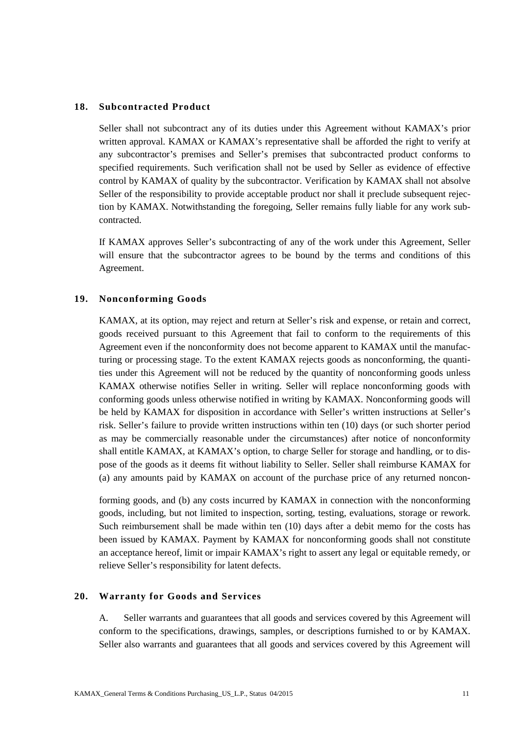## 18. Subcontracted Product

Seller shall not subcontract any of its duties under this Agreement without KAMAX's prior written approval. KAMAX or KAMAX's representative shall be afforded the right to verify at any subcontractor's premises and Seller's premises that subcontracted product conforms to specified requirements. Such verification shall not be used by Seller as evidence of effective control by KAMAX of quality by the subcontractor. Verification by KAMAX shall not absolve Seller of the responsibility to provide acceptable product nor shall it preclude subsequent rejection by KAMAX. Notwithstanding the foregoing, Seller remains fully liable for any work subcontracted.

If KAMAX approves Seller's subcontracting of any of the work under this Agreement, Seller will ensure that the subcontractor agrees to be bound by the terms and conditions of this Agreement.

## 19. Nonconforming Goods

KAMAX, at its option, may reject and return at Seller's risk and expense, or retain and correct, goods received pursuant to this Agreement that fail to conform to the requirements of this Agreement even if the nonconformity does not become apparent to KAMAX until the manufacturing or processing stage. To the extent KAMAX rejects goods as nonconforming, the quantities under this Agreement will not be reduced by the quantity of nonconforming goods unless KAMAX otherwise notifies Seller in writing. Seller will replace nonconforming goods with conforming goods unless otherwise notified in writing by KAMAX. Nonconforming goods will be held by KAMAX for disposition in accordance with Seller's written instructions at Seller's risk. Seller's failure to provide written instructions within ten (10) days (or such shorter period as may be commercially reasonable under the circumstances) after notice of nonconformity shall entitle KAMAX, at KAMAX's option, to charge Seller for storage and handling, or to dispose of the goods as it deems fit without liability to Seller. Seller shall reimburse KAMAX for (a) any amounts paid by KAMAX on account of the purchase price of any returned nonconforming goods, and (b) any costs incurred by KAMAX in connection with the nonconforming goods, including, but not limited to inspection, sorting, testing, evaluations, storage or rework. Such reimbursement shall be made within ten (10) days after a debit memo for the costs has been issued by KAMAX. Payment by KAMAX for nonconforming goods shall not constitute an acceptance hereof, limit or impair KAMAX's right to assert any legal or equitable remedy, or relieve Seller's responsibility for latent defects.

## 20. Warranty for Goods and Services

A. Seller warrants and guarantees that all goods and services covered by this Agreement will conform to the specifications, drawings, samples, or descriptions furnished to or by KAMAX. Seller also warrants and guarantees that all goods and services covered by this Agreement will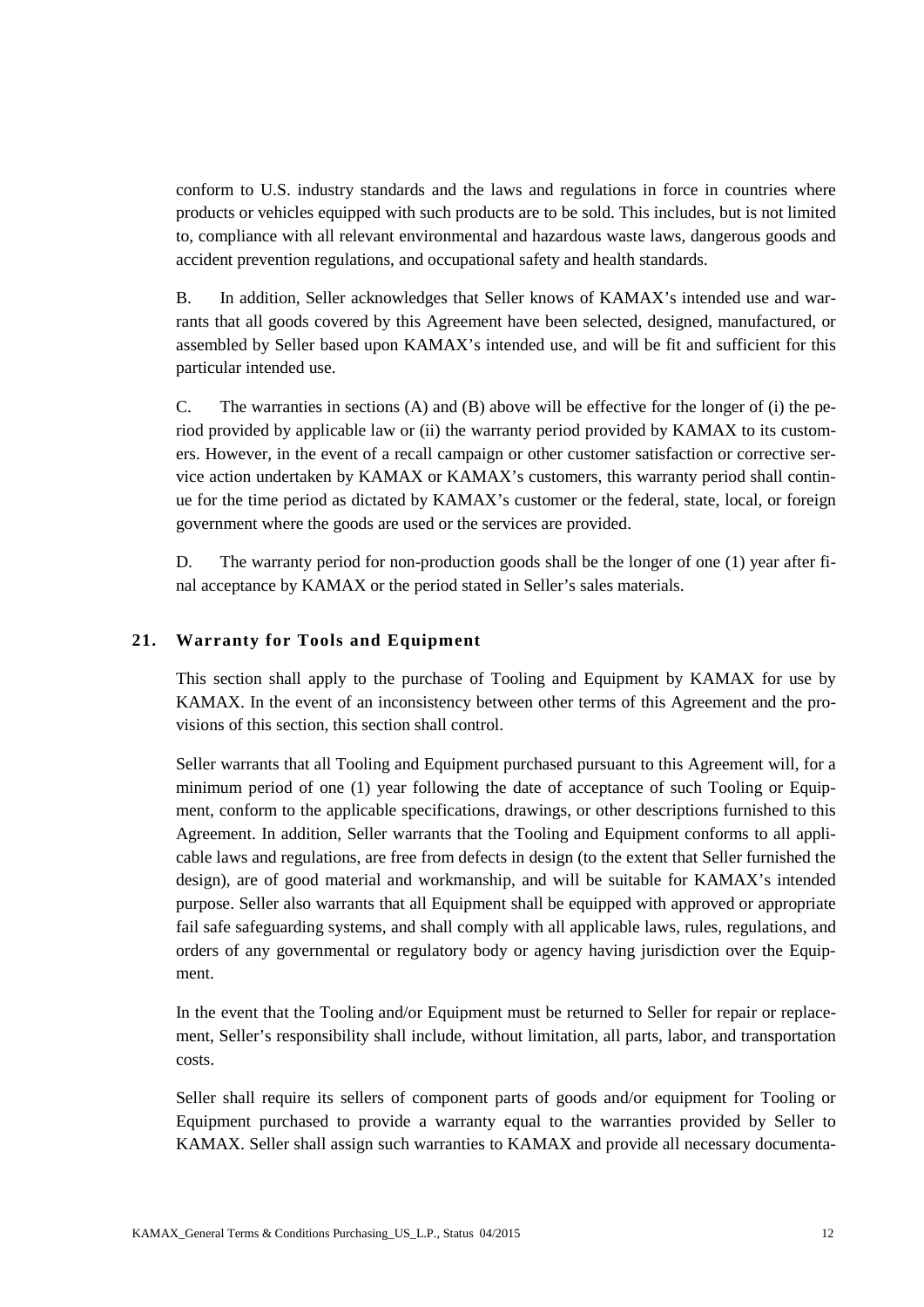conform to U.S. industry standards and the laws and regulations in force in countries where products or vehicles equipped with such products are to be sold. This includes, but is not limited to, compliance with all relevant environmental and hazardous waste laws, dangerous goods and accident prevention regulations, and occupational safety and health standards.

B. In addition, Seller acknowledges that Seller knows of KAMAX's intended use and warrants that all goods covered by this Agreement have been selected, designed, manufactured, or assembled by Seller based upon KAMAX's intended use, and will be fit and sufficient for this particular intended use.

C. The warranties in sections (A) and (B) above will be effective for the longer of (i) the period provided by applicable law or (ii) the warranty period provided by KAMAX to its customers. However, in the event of a recall campaign or other customer satisfaction or corrective service action undertaken by KAMAX or KAMAX's customers, this warranty period shall continue for the time period as dictated by KAMAX's customer or the federal, state, local, or foreign government where the goods are used or the services are provided.

D. The warranty period for non-production goods shall be the longer of one (1) year after final acceptance by KAMAX or the period stated in Seller's sales materials.

## 21. Warranty for Tools and Equipment

This section shall apply to the purchase of Tooling and Equipment by KAMAX for use by KAMAX. In the event of an inconsistency between other terms of this Agreement and the provisions of this section, this section shall control.

Seller warrants that all Tooling and Equipment purchased pursuant to this Agreement will, for a minimum period of one (1) year following the date of acceptance of such Tooling or Equipment, conform to the applicable specifications, drawings, or other descriptions furnished to this Agreement. In addition, Seller warrants that the Tooling and Equipment conforms to all applicable laws and regulations, are free from defects in design (to the extent that Seller furnished the design), are of good material and workmanship, and will be suitable for KAMAX's intended purpose. Seller also warrants that all Equipment shall be equipped with approved or appropriate fail safe safeguarding systems, and shall comply with all applicable laws, rules, regulations, and orders of any governmental or regulatory body or agency having jurisdiction over the Equipment.

In the event that the Tooling and/or Equipment must be returned to Seller for repair or replacement, Seller's responsibility shall include, without limitation, all parts, labor, and transportation costs.

Seller shall require its sellers of component parts of goods and/or equipment for Tooling or Equipment purchased to provide a warranty equal to the warranties provided by Seller to KAMAX. Seller shall assign such warranties to KAMAX and provide all necessary documenta-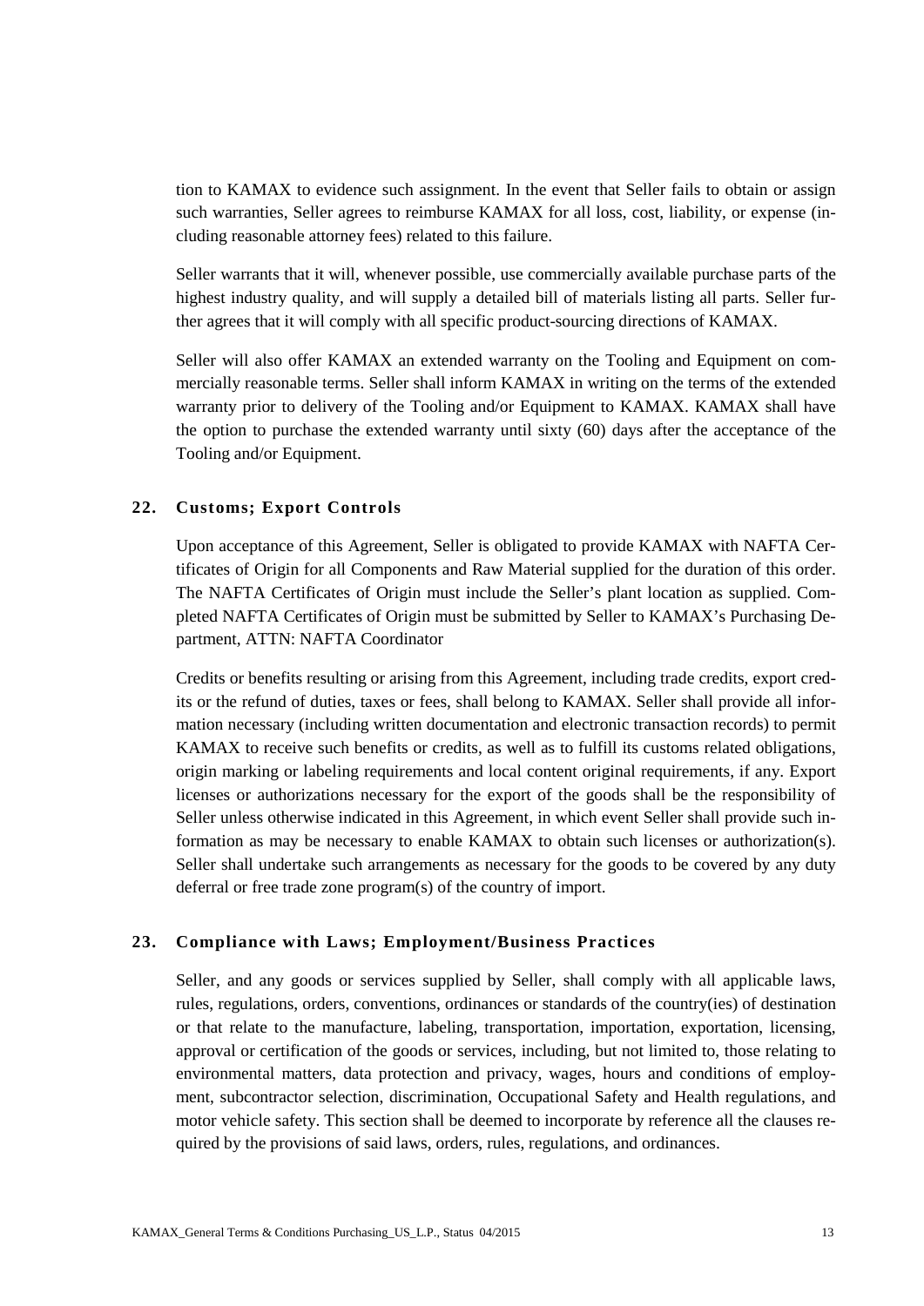tion to KAMAX to evidence such assignment. In the event that Seller fails to obtain or assign such warranties, Seller agrees to reimburse KAMAX for all loss, cost, liability, or expense (including reasonable attorney fees) related to this failure.

Seller warrants that it will, whenever possible, use commercially available purchase parts of the highest industry quality, and will supply a detailed bill of materials listing all parts. Seller further agrees that it will comply with all specific product-sourcing directions of KAMAX.

Seller will also offer KAMAX an extended warranty on the Tooling and Equipment on commercially reasonable terms. Seller shall inform KAMAX in writing on the terms of the extended warranty prior to delivery of the Tooling and/or Equipment to KAMAX. KAMAX shall have the option to purchase the extended warranty until sixty (60) days after the acceptance of the Tooling and/or Equipment.

## 22. Customs; Export Controls

Upon acceptance of this Agreement, Seller is obligated to provide KAMAX with NAFTA Certificates of Origin for all Components and Raw Material supplied for the duration of this order. The NAFTA Certificates of Origin must include the Seller's plant location as supplied. Completed NAFTA Certificates of Origin must be submitted by Seller to KAMAX's Purchasing Department, ATTN: NAFTA Coordinator

Credits or benefits resulting or arising from this Agreement, including trade credits, export credits or the refund of duties, taxes or fees, shall belong to KAMAX. Seller shall provide all information necessary (including written documentation and electronic transaction records) to permit KAMAX to receive such benefits or credits, as well as to fulfill its customs related obligations, origin marking or labeling requirements and local content original requirements, if any. Export licenses or authorizations necessary for the export of the goods shall be the responsibility of Seller unless otherwise indicated in this Agreement, in which event Seller shall provide such information as may be necessary to enable KAMAX to obtain such licenses or authorization(s). Seller shall undertake such arrangements as necessary for the goods to be covered by any duty deferral or free trade zone program(s) of the country of import.

## 23. Compliance with Laws; Employment/Business Practices

Seller, and any goods or services supplied by Seller, shall comply with all applicable laws, rules, regulations, orders, conventions, ordinances or standards of the country(ies) of destination or that relate to the manufacture, labeling, transportation, importation, exportation, licensing, approval or certification of the goods or services, including, but not limited to, those relating to environmental matters, data protection and privacy, wages, hours and conditions of employment, subcontractor selection, discrimination, Occupational Safety and Health regulations, and motor vehicle safety. This section shall be deemed to incorporate by reference all the clauses required by the provisions of said laws, orders, rules, regulations, and ordinances.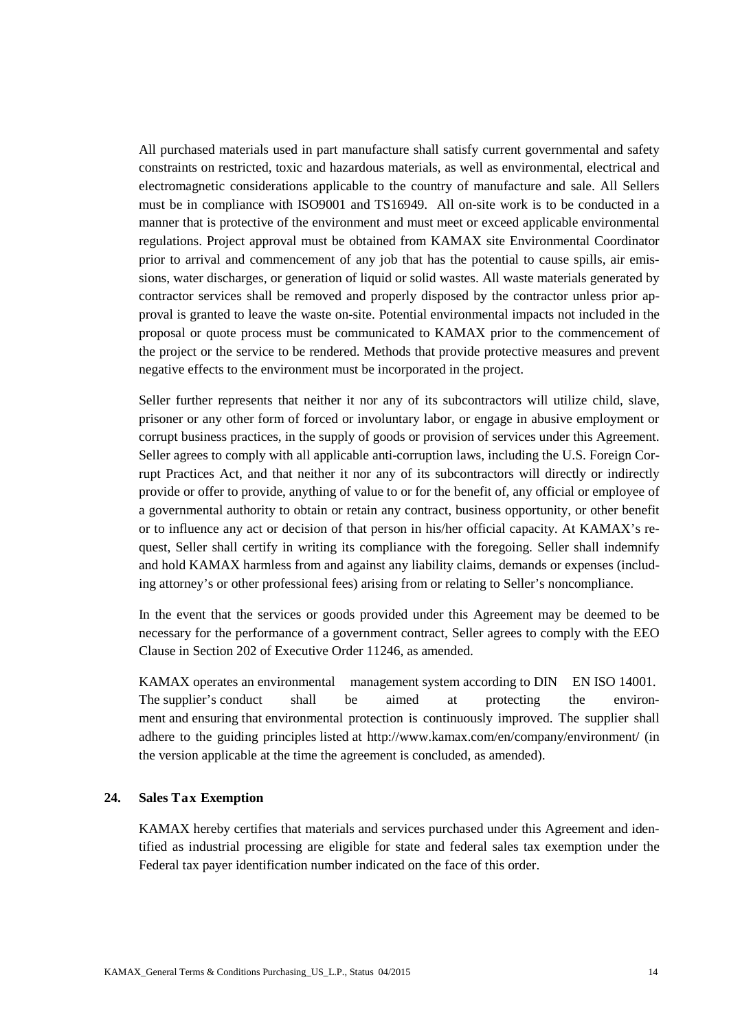All purchased materials used in part manufacture shall satisfy current governmental and safety constraints on restricted, toxic and hazardous materials, as well as environmental, electrical and electromagnetic considerations applicable to the country of manufacture and sale. All Sellers must be in compliance with ISO9001 and TS16949. All on-site work is to be conducted in a manner that is protective of the environment and must meet or exceed applicable environmental regulations. Project approval must be obtained from KAMAX site Environmental Coordinator prior to arrival and commencement of any job that has the potential to cause spills, air emissions, water discharges, or generation of liquid or solid wastes. All waste materials generated by contractor services shall be removed and properly disposed by the contractor unless prior approval is granted to leave the waste on-site. Potential environmental impacts not included in the proposal or quote process must be communicated to KAMAX prior to the commencement of the project or the service to be rendered. Methods that provide protective measures and prevent negative effects to the environment must be incorporated in the project.

Seller further represents that neither it nor any of its subcontractors will utilize child, slave, prisoner or any other form of forced or involuntary labor, or engage in abusive employment or corrupt business practices, in the supply of goods or provision of services under this Agreement. Seller agrees to comply with all applicable anti-corruption laws, including the U.S. Foreign Corrupt Practices Act, and that neither it nor any of its subcontractors will directly or indirectly provide or offer to provide, anything of value to or for the benefit of, any official or employee of a governmental authority to obtain or retain any contract, business opportunity, or other benefit or to influence any act or decision of that person in his/her official capacity. At KAMAX's request, Seller shall certify in writing its compliance with the foregoing. Seller shall indemnify and hold KAMAX harmless from and against any liability claims, demands or expenses (including attorney's or other professional fees) arising from or relating to Seller's noncompliance.

In the event that the services or goods provided under this Agreement may be deemed to be necessary for the performance of a government contract, Seller agrees to comply with the EEO Clause in Section 202 of Executive Order 11246, as amended.

KAMAX operates an environmental management system according to DIN EN ISO 14001. The supplier's conduct shall be aimed at protecting the environment and ensuring that environmental protection is continuously improved. The supplier shall adhere to the guiding principles listed at http://www.kamax.com/en/company/environment/ (in the version applicable at the time the agreement is concluded, as amended).

## 24. Sales Tax Exemption

KAMAX hereby certifies that materials and services purchased under this Agreement and identified as industrial processing are eligible for state and federal sales tax exemption under the Federal tax payer identification number indicated on the face of this order.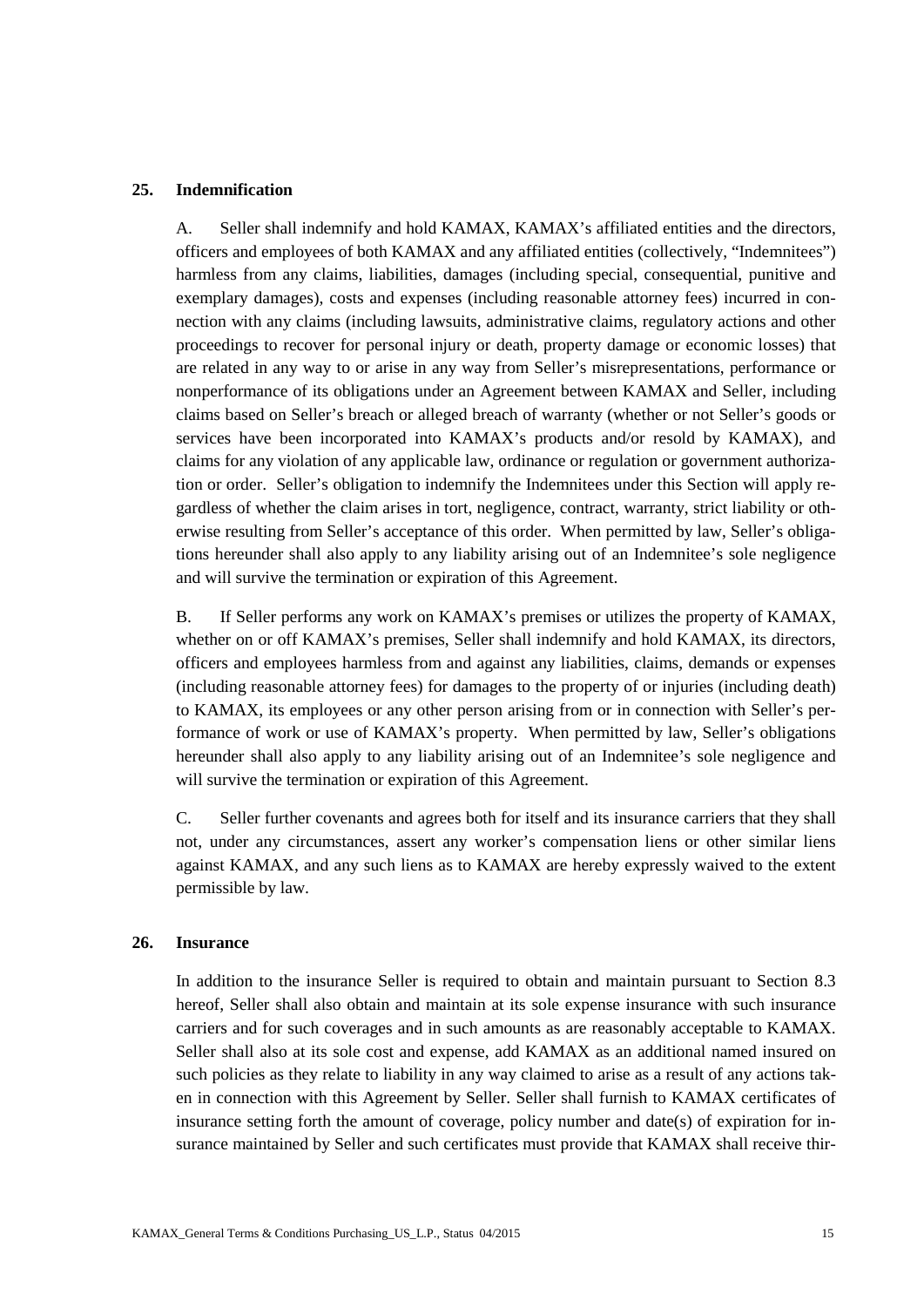## 25. Indemnification

A. Seller shall indemnify and hold KAMAX, KAMAX's affiliated entities and the directors, officers and employees of both KAMAX and any affiliated entities (collectively, "Indemnitees") harmless from any claims, liabilities, damages (including special, consequential, punitive and exemplary damages), costs and expenses (including reasonable attorney fees) incurred in connection with any claims (including lawsuits, administrative claims, regulatory actions and other proceedings to recover for personal injury or death, property damage or economic losses) that are related in any way to or arise in any way from Seller's misrepresentations, performance or nonperformance of its obligations under an Agreement between KAMAX and Seller, including claims based on Seller's breach or alleged breach of warranty (whether or not Seller's goods or services have been incorporated into KAMAX's products and/or resold by KAMAX), and claims for any violation of any applicable law, ordinance or regulation or government authorization or order. Seller's obligation to indemnify the Indemnitees under this Section will apply regardless of whether the claim arises in tort, negligence, contract, warranty, strict liability or otherwise resulting from Seller's acceptance of this order. When permitted by law, Seller's obligations hereunder shall also apply to any liability arising out of an Indemnitee's sole negligence and will survive the termination or expiration of this Agreement.

B. If Seller performs any work on KAMAX's premises or utilizes the property of KAMAX, whether on or off KAMAX's premises, Seller shall indemnify and hold KAMAX, its directors, officers and employees harmless from and against any liabilities, claims, demands or expenses (including reasonable attorney fees) for damages to the property of or injuries (including death) to KAMAX, its employees or any other person arising from or in connection with Seller's performance of work or use of KAMAX's property. When permitted by law, Seller's obligations hereunder shall also apply to any liability arising out of an Indemnitee's sole negligence and will survive the termination or expiration of this Agreement.

C. Seller further covenants and agrees both for itself and its insurance carriers that they shall not, under any circumstances, assert any worker's compensation liens or other similar liens against KAMAX, and any such liens as to KAMAX are hereby expressly waived to the extent permissible by law.

## 26. Insurance

In addition to the insurance Seller is required to obtain and maintain pursuant to Section 8.3 hereof, Seller shall also obtain and maintain at its sole expense insurance with such insurance carriers and for such coverages and in such amounts as are reasonably acceptable to KAMAX. Seller shall also at its sole cost and expense, add KAMAX as an additional named insured on such policies as they relate to liability in any way claimed to arise as a result of any actions taken in connection with this Agreement by Seller. Seller shall furnish to KAMAX certificates of insurance setting forth the amount of coverage, policy number and date(s) of expiration for insurance maintained by Seller and such certificates must provide that KAMAX shall receive thir-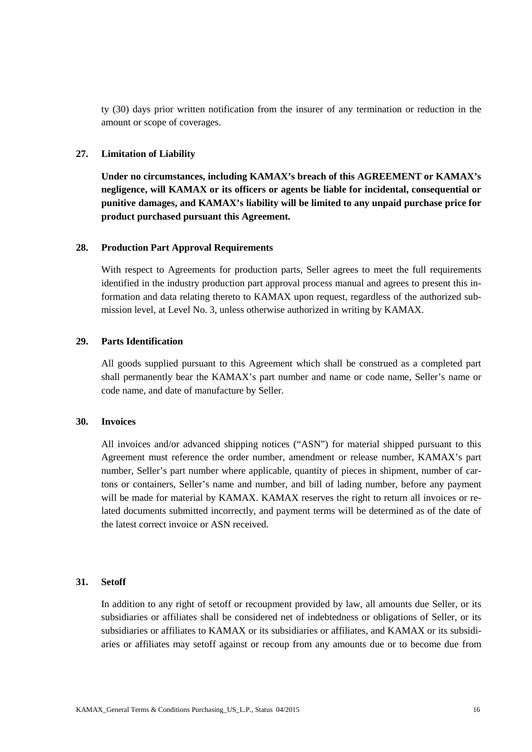ty (30) days prior written notification from the insurer of any termination or reduction in the amount or scope of coverages.

### 27. Limitation of Liability

**Under no circumstances, including KAMAX's breach of this AGREEMENT or KAMAX's negligence, will KAMAX or its officers or agents be liable for incidental, consequential or punitive damages, and KAMAX's liability will be limited to any unpaid purchase price for product purchased pursuant this Agreement.**

### 28. Production Part Approval Requirements

With respect to Agreements for production parts, Seller agrees to meet the full requirements identified in the industry production part approval process manual and agrees to present this information and data relating thereto to KAMAX upon request, regardless of the authorized submission level, at Level No. 3, unless otherwise authorized in writing by KAMAX.

### 29. Parts Identification

All goods supplied pursuant to this Agreement which shall be construed as a completed part shall permanently bear the KAMAX's part number and name or code name, Seller's name or code name, and date of manufacture by Seller.

### 30. Invoices

All invoices and/or advanced shipping notices ("ASN") for material shipped pursuant to this Agreement must reference the order number, amendment or release number, KAMAX's part number, Seller's part number where applicable, quantity of pieces in shipment, number of cartons or containers, Seller's name and number, and bill of lading number, before any payment will be made for material by KAMAX. KAMAX reserves the right to return all invoices or related documents submitted incorrectly, and payment terms will be determined as of the date of the latest correct invoice or ASN received.

### 31. Setoff

In addition to any right of setoff or recoupment provided by law, all amounts due Seller, or its subsidiaries or affiliates shall be considered net of indebtedness or obligations of Seller, or its subsidiaries or affiliates to KAMAX or its subsidiaries or affiliates, and KAMAX or its subsidiaries or affiliates may setoff against or recoup from any amounts due or to become due from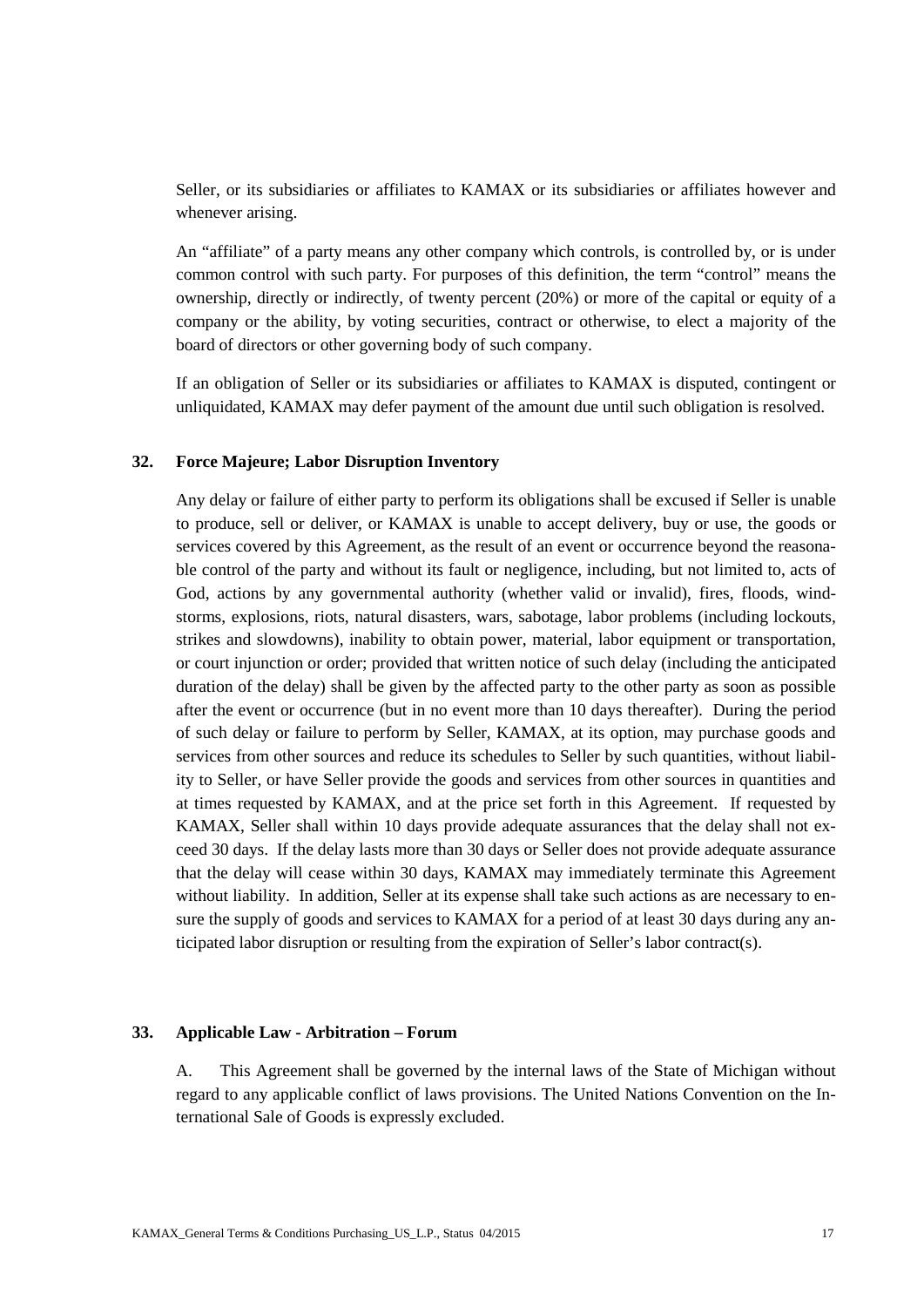Seller, or its subsidiaries or affiliates to KAMAX or its subsidiaries or affiliates however and whenever arising.

An "affiliate" of a party means any other company which controls, is controlled by, or is under common control with such party. For purposes of this definition, the term "control" means the ownership, directly or indirectly, of twenty percent (20%) or more of the capital or equity of a company or the ability, by voting securities, contract or otherwise, to elect a majority of the board of directors or other governing body of such company.

If an obligation of Seller or its subsidiaries or affiliates to KAMAX is disputed, contingent or unliquidated, KAMAX may defer payment of the amount due until such obligation is resolved.

## 32. Force Majeure; Labor Disruption Inventory

Any delay or failure of either party to perform its obligations shall be excused if Seller is unable to produce, sell or deliver, or KAMAX is unable to accept delivery, buy or use, the goods or services covered by this Agreement, as the result of an event or occurrence beyond the reasonable control of the party and without its fault or negligence, including, but not limited to, acts of God, actions by any governmental authority (whether valid or invalid), fires, floods, windstorms, explosions, riots, natural disasters, wars, sabotage, labor problems (including lockouts, strikes and slowdowns), inability to obtain power, material, labor equipment or transportation, or court injunction or order; provided that written notice of such delay (including the anticipated duration of the delay) shall be given by the affected party to the other party as soon as possible after the event or occurrence (but in no event more than 10 days thereafter). During the period of such delay or failure to perform by Seller, KAMAX, at its option, may purchase goods and services from other sources and reduce its schedules to Seller by such quantities, without liability to Seller, or have Seller provide the goods and services from other sources in quantities and at times requested by KAMAX, and at the price set forth in this Agreement. If requested by KAMAX, Seller shall within 10 days provide adequate assurances that the delay shall not exceed 30 days. If the delay lasts more than 30 days or Seller does not provide adequate assurance that the delay will cease within 30 days, KAMAX may immediately terminate this Agreement without liability. In addition, Seller at its expense shall take such actions as are necessary to ensure the supply of goods and services to KAMAX for a period of at least 30 days during any anticipated labor disruption or resulting from the expiration of Seller's labor contract(s).

## 33. Applicable Law - Arbitration – Forum

A. This Agreement shall be governed by the internal laws of the State of Michigan without regard to any applicable conflict of laws provisions. The United Nations Convention on the International Sale of Goods is expressly excluded.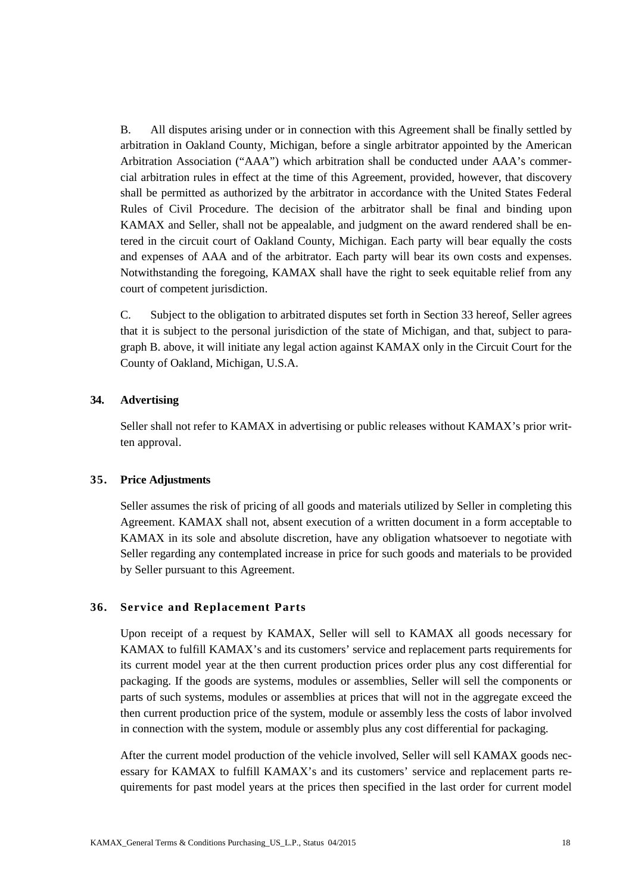B. All disputes arising under or in connection with this Agreement shall be finally settled by arbitration in Oakland County, Michigan, before a single arbitrator appointed by the American Arbitration Association ("AAA") which arbitration shall be conducted under AAA's commercial arbitration rules in effect at the time of this Agreement, provided, however, that discovery shall be permitted as authorized by the arbitrator in accordance with the United States Federal Rules of Civil Procedure. The decision of the arbitrator shall be final and binding upon KAMAX and Seller, shall not be appealable, and judgment on the award rendered shall be entered in the circuit court of Oakland County, Michigan. Each party will bear equally the costs and expenses of AAA and of the arbitrator. Each party will bear its own costs and expenses. Notwithstanding the foregoing, KAMAX shall have the right to seek equitable relief from any court of competent jurisdiction.

C. Subject to the obligation to arbitrated disputes set forth in Section 33 hereof, Seller agrees that it is subject to the personal jurisdiction of the state of Michigan, and that, subject to paragraph B. above, it will initiate any legal action against KAMAX only in the Circuit Court for the County of Oakland, Michigan, U.S.A.

## 34. Advertising

Seller shall not refer to KAMAX in advertising or public releases without KAMAX's prior written approval.

## 35. Price Adjustments

Seller assumes the risk of pricing of all goods and materials utilized by Seller in completing this Agreement. KAMAX shall not, absent execution of a written document in a form acceptable to KAMAX in its sole and absolute discretion, have any obligation whatsoever to negotiate with Seller regarding any contemplated increase in price for such goods and materials to be provided by Seller pursuant to this Agreement.

## 36. Service and Replacement Parts

Upon receipt of a request by KAMAX, Seller will sell to KAMAX all goods necessary for KAMAX to fulfill KAMAX's and its customers' service and replacement parts requirements for its current model year at the then current production prices order plus any cost differential for packaging. If the goods are systems, modules or assemblies, Seller will sell the components or parts of such systems, modules or assemblies at prices that will not in the aggregate exceed the then current production price of the system, module or assembly less the costs of labor involved in connection with the system, module or assembly plus any cost differential for packaging.

After the current model production of the vehicle involved, Seller will sell KAMAX goods necessary for KAMAX to fulfill KAMAX's and its customers' service and replacement parts requirements for past model years at the prices then specified in the last order for current model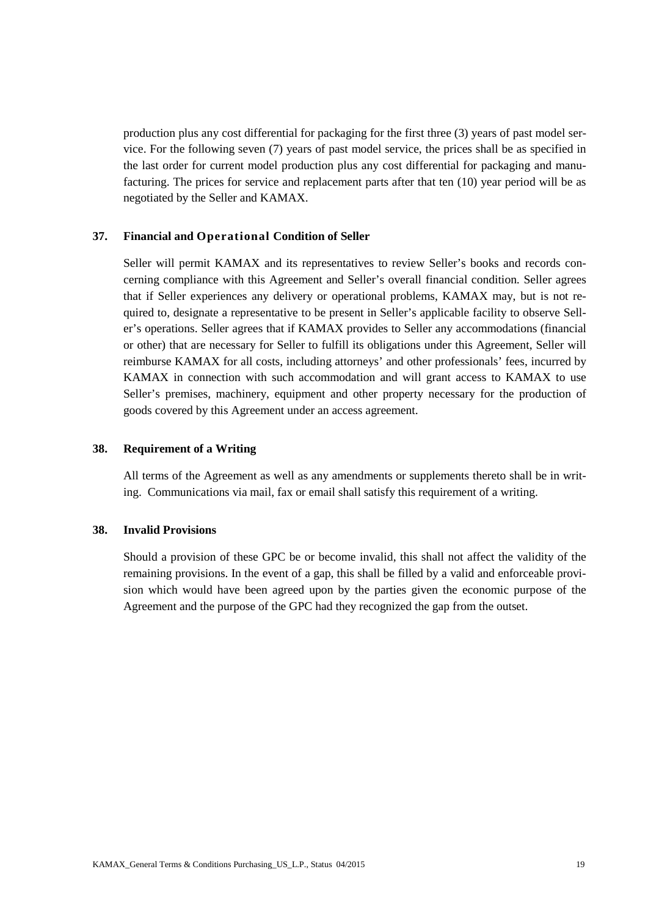production plus any cost differential for packaging for the first three (3) years of past model service. For the following seven (7) years of past model service, the prices shall be as specified in the last order for current model production plus any cost differential for packaging and manufacturing. The prices for service and replacement parts after that ten (10) year period will be as negotiated by the Seller and KAMAX.

### 37. Financial and Operational Condition of Seller

Seller will permit KAMAX and its representatives to review Seller's books and records concerning compliance with this Agreement and Seller's overall financial condition. Seller agrees that if Seller experiences any delivery or operational problems, KAMAX may, but is not required to, designate a representative to be present in Seller's applicable facility to observe Seller's operations. Seller agrees that if KAMAX provides to Seller any accommodations (financial or other) that are necessary for Seller to fulfill its obligations under this Agreement, Seller will reimburse KAMAX for all costs, including attorneys' and other professionals' fees, incurred by KAMAX in connection with such accommodation and will grant access to KAMAX to use Seller's premises, machinery, equipment and other property necessary for the production of goods covered by this Agreement under an access agreement.

### 38. Requirement of a Writing

All terms of the Agreement as well as any amendments or supplements thereto shall be in writing. Communications via mail, fax or email shall satisfy this requirement of a writing.

### 38. Invalid Provisions

Should a provision of these GPC be or become invalid, this shall not affect the validity of the remaining provisions. In the event of a gap, this shall be filled by a valid and enforceable provision which would have been agreed upon by the parties given the economic purpose of the Agreement and the purpose of the GPC had they recognized the gap from the outset.